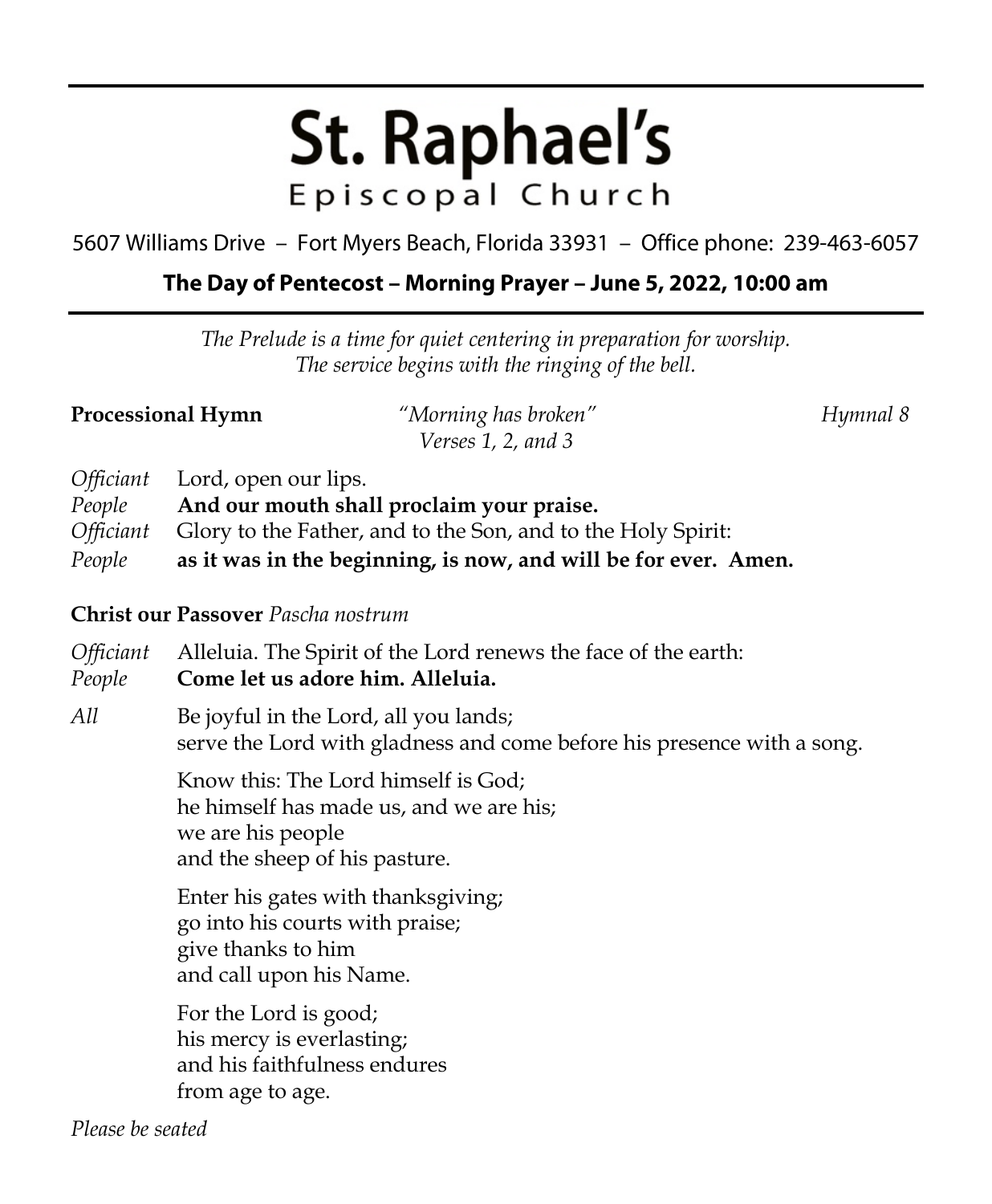# St. Raphael's

## Episcopal Church

5607 Williams Drive – Fort Myers Beach, Florida 33931 – Office phone: 239-463-6057

**The Day of Pentecost – Morning Prayer – June 5, 2022, 10:00 am**

---

*The Prelude is a time for quiet centering in preparation for worship.*
*The service begins with the ringing of the bell.*

**Processional Hymn** *"Morning has broken"* *Hymnal 8*
*Verses 1, 2, and 3*

*Officiant* Lord, open our lips.
*People* **And our mouth shall proclaim your praise.**
*Officiant* Glory to the Father, and to the Son, and to the Holy Spirit:
*People* **as it was in the beginning, is now, and will be for ever. Amen.**

**Christ our Passover** *Pascha nostrum*

*Officiant* Alleluia. The Spirit of the Lord renews the face of the earth:
*People* **Come let us adore him. Alleluia.**

*All* Be joyful in the Lord, all you lands;
serve the Lord with gladness and come before his presence with a song.

Know this: The Lord himself is God;
he himself has made us, and we are his;
we are his people
and the sheep of his pasture.

Enter his gates with thanksgiving;
go into his courts with praise;
give thanks to him
and call upon his Name.

For the Lord is good;
his mercy is everlasting;
and his faithfulness endures
from age to age.

*Please be seated*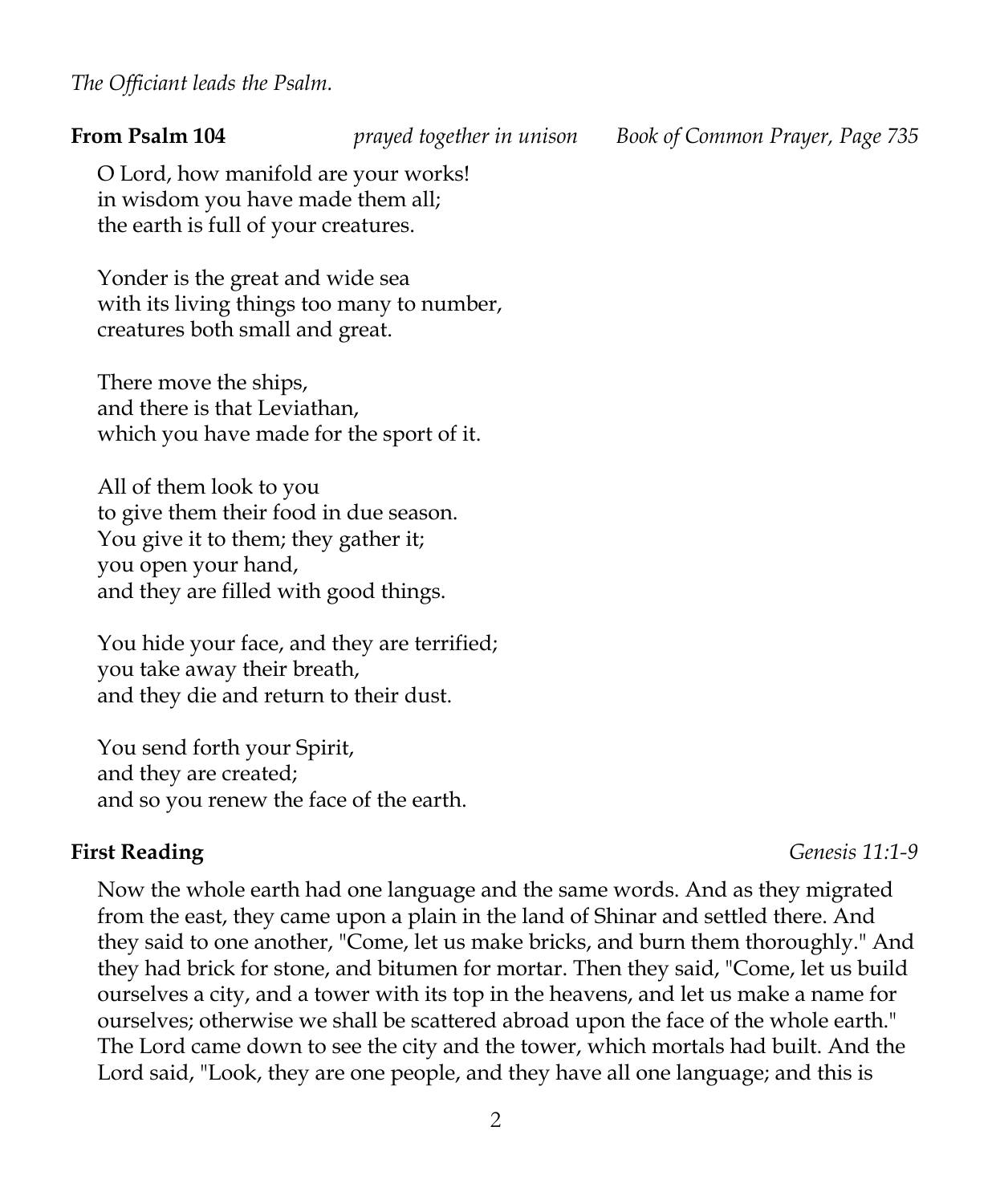*The Officiant leads the Psalm.*

**From Psalm 104** *prayed together in unison* *Book of Common Prayer, Page 735*

O Lord, how manifold are your works!  
in wisdom you have made them all;  
the earth is full of your creatures.

Yonder is the great and wide sea  
with its living things too many to number,  
creatures both small and great.

There move the ships,  
and there is that Leviathan,  
which you have made for the sport of it.

All of them look to you  
to give them their food in due season.  
You give it to them; they gather it;  
you open your hand,  
and they are filled with good things.

You hide your face, and they are terrified;  
you take away their breath,  
and they die and return to their dust.

You send forth your Spirit,  
and they are created;  
and so you renew the face of the earth.

**First Reading** *Genesis 11:1-9*

Now the whole earth had one language and the same words. And as they migrated from the east, they came upon a plain in the land of Shinar and settled there. And they said to one another, "Come, let us make bricks, and burn them thoroughly." And they had brick for stone, and bitumen for mortar. Then they said, "Come, let us build ourselves a city, and a tower with its top in the heavens, and let us make a name for ourselves; otherwise we shall be scattered abroad upon the face of the whole earth." The Lord came down to see the city and the tower, which mortals had built. And the Lord said, "Look, they are one people, and they have all one language; and this is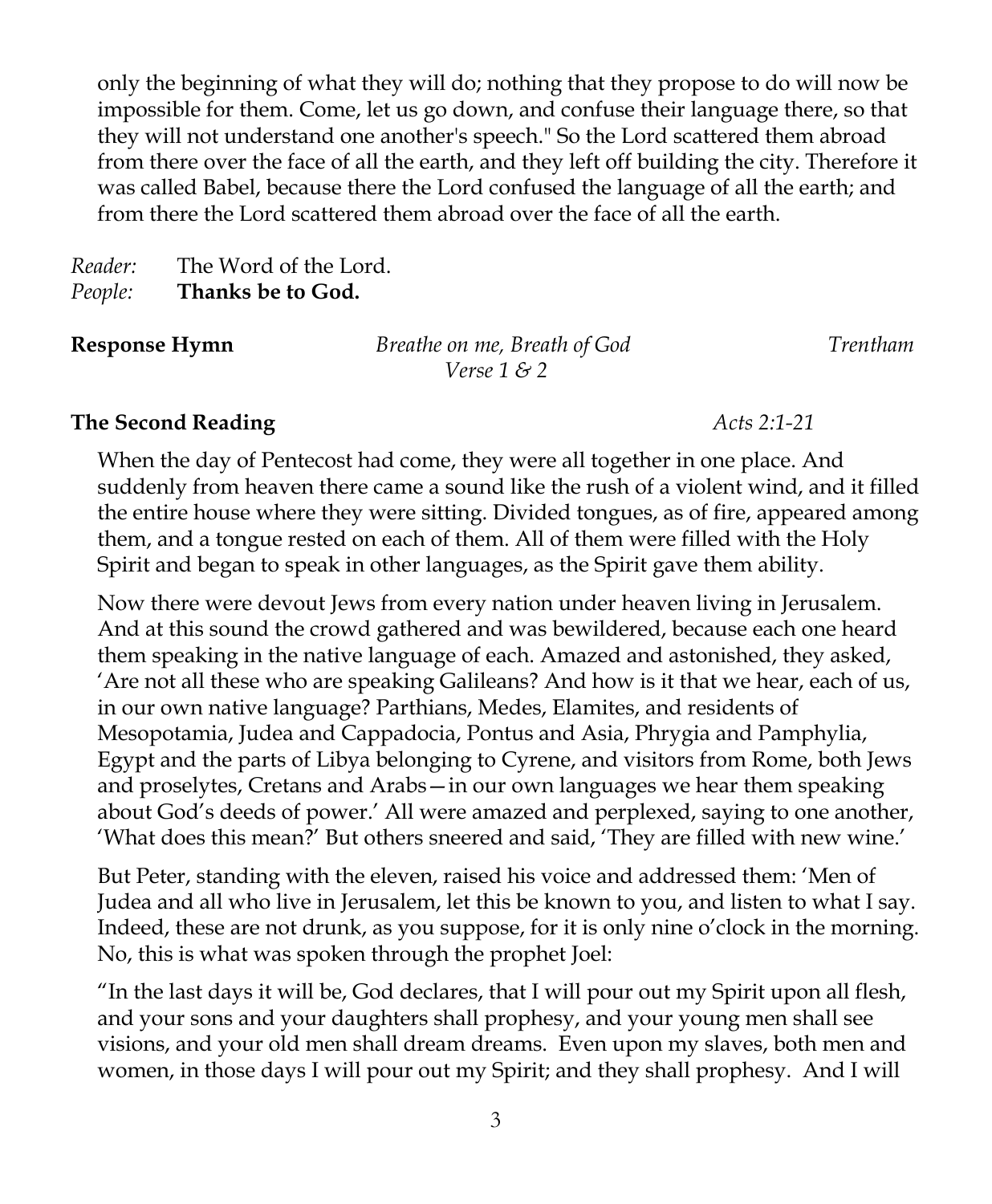only the beginning of what they will do; nothing that they propose to do will now be impossible for them. Come, let us go down, and confuse their language there, so that they will not understand one another's speech." So the Lord scattered them abroad from there over the face of all the earth, and they left off building the city. Therefore it was called Babel, because there the Lord confused the language of all the earth; and from there the Lord scattered them abroad over the face of all the earth.

*Reader:* The Word of the Lord.
*People:* **Thanks be to God.**

**Response Hymn** *Breathe on me, Breath of God* *Trentham*
*Verse 1 & 2*

**The Second Reading** *Acts 2:1-21*

When the day of Pentecost had come, they were all together in one place. And suddenly from heaven there came a sound like the rush of a violent wind, and it filled the entire house where they were sitting. Divided tongues, as of fire, appeared among them, and a tongue rested on each of them. All of them were filled with the Holy Spirit and began to speak in other languages, as the Spirit gave them ability.

Now there were devout Jews from every nation under heaven living in Jerusalem. And at this sound the crowd gathered and was bewildered, because each one heard them speaking in the native language of each. Amazed and astonished, they asked, 'Are not all these who are speaking Galileans? And how is it that we hear, each of us, in our own native language? Parthians, Medes, Elamites, and residents of Mesopotamia, Judea and Cappadocia, Pontus and Asia, Phrygia and Pamphylia, Egypt and the parts of Libya belonging to Cyrene, and visitors from Rome, both Jews and proselytes, Cretans and Arabs—in our own languages we hear them speaking about God's deeds of power.' All were amazed and perplexed, saying to one another, 'What does this mean?' But others sneered and said, 'They are filled with new wine.'

But Peter, standing with the eleven, raised his voice and addressed them: 'Men of Judea and all who live in Jerusalem, let this be known to you, and listen to what I say. Indeed, these are not drunk, as you suppose, for it is only nine o'clock in the morning. No, this is what was spoken through the prophet Joel:

"In the last days it will be, God declares, that I will pour out my Spirit upon all flesh, and your sons and your daughters shall prophesy, and your young men shall see visions, and your old men shall dream dreams. Even upon my slaves, both men and women, in those days I will pour out my Spirit; and they shall prophesy. And I will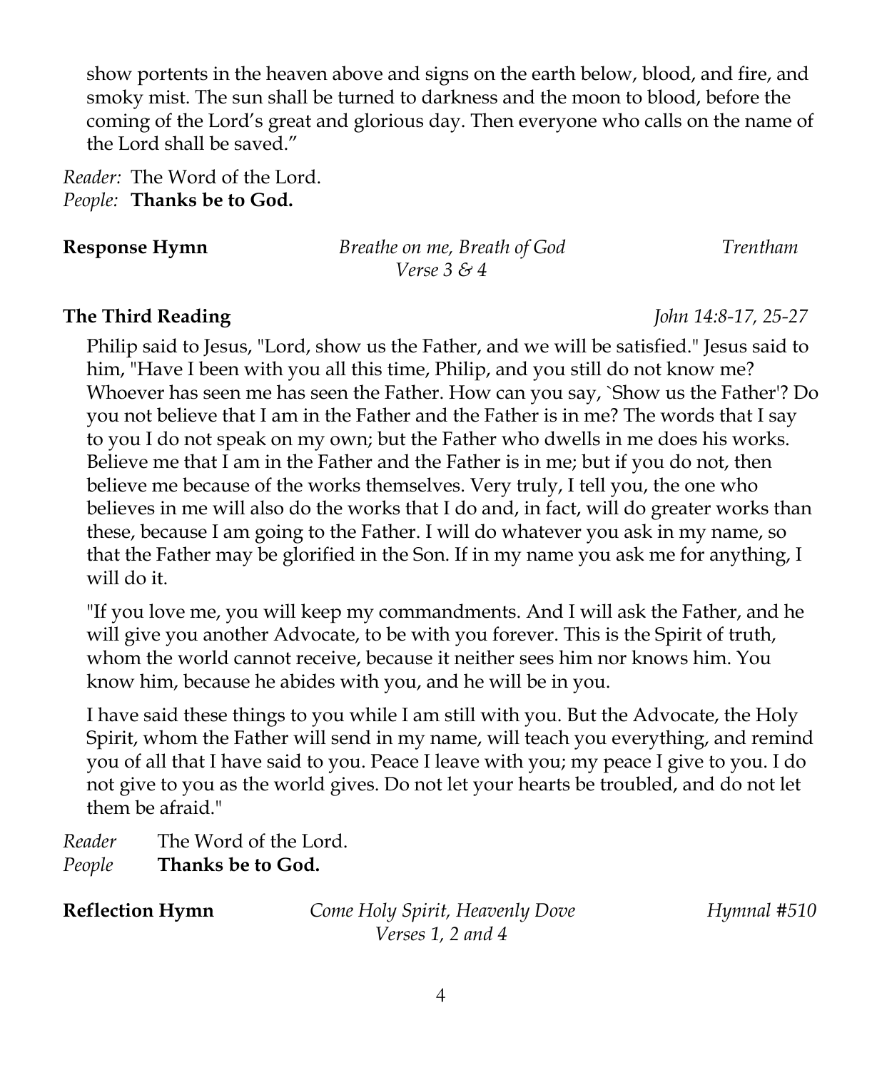show portents in the heaven above and signs on the earth below, blood, and fire, and smoky mist. The sun shall be turned to darkness and the moon to blood, before the coming of the Lord's great and glorious day. Then everyone who calls on the name of the Lord shall be saved."

*Reader:* The Word of the Lord.
*People:* **Thanks be to God.**

**Response Hymn** *Breathe on me, Breath of God* *Trentham*
*Verse 3 & 4*

**The Third Reading** *John 14:8-17, 25-27*

Philip said to Jesus, "Lord, show us the Father, and we will be satisfied." Jesus said to him, "Have I been with you all this time, Philip, and you still do not know me? Whoever has seen me has seen the Father. How can you say, `Show us the Father'? Do you not believe that I am in the Father and the Father is in me? The words that I say to you I do not speak on my own; but the Father who dwells in me does his works. Believe me that I am in the Father and the Father is in me; but if you do not, then believe me because of the works themselves. Very truly, I tell you, the one who believes in me will also do the works that I do and, in fact, will do greater works than these, because I am going to the Father. I will do whatever you ask in my name, so that the Father may be glorified in the Son. If in my name you ask me for anything, I will do it.

"If you love me, you will keep my commandments. And I will ask the Father, and he will give you another Advocate, to be with you forever. This is the Spirit of truth, whom the world cannot receive, because it neither sees him nor knows him. You know him, because he abides with you, and he will be in you.

I have said these things to you while I am still with you. But the Advocate, the Holy Spirit, whom the Father will send in my name, will teach you everything, and remind you of all that I have said to you. Peace I leave with you; my peace I give to you. I do not give to you as the world gives. Do not let your hearts be troubled, and do not let them be afraid."

*Reader* The Word of the Lord.
*People* **Thanks be to God.**

**Reflection Hymn** *Come Holy Spirit, Heavenly Dove* *Hymnal #510*
*Verses 1, 2 and 4*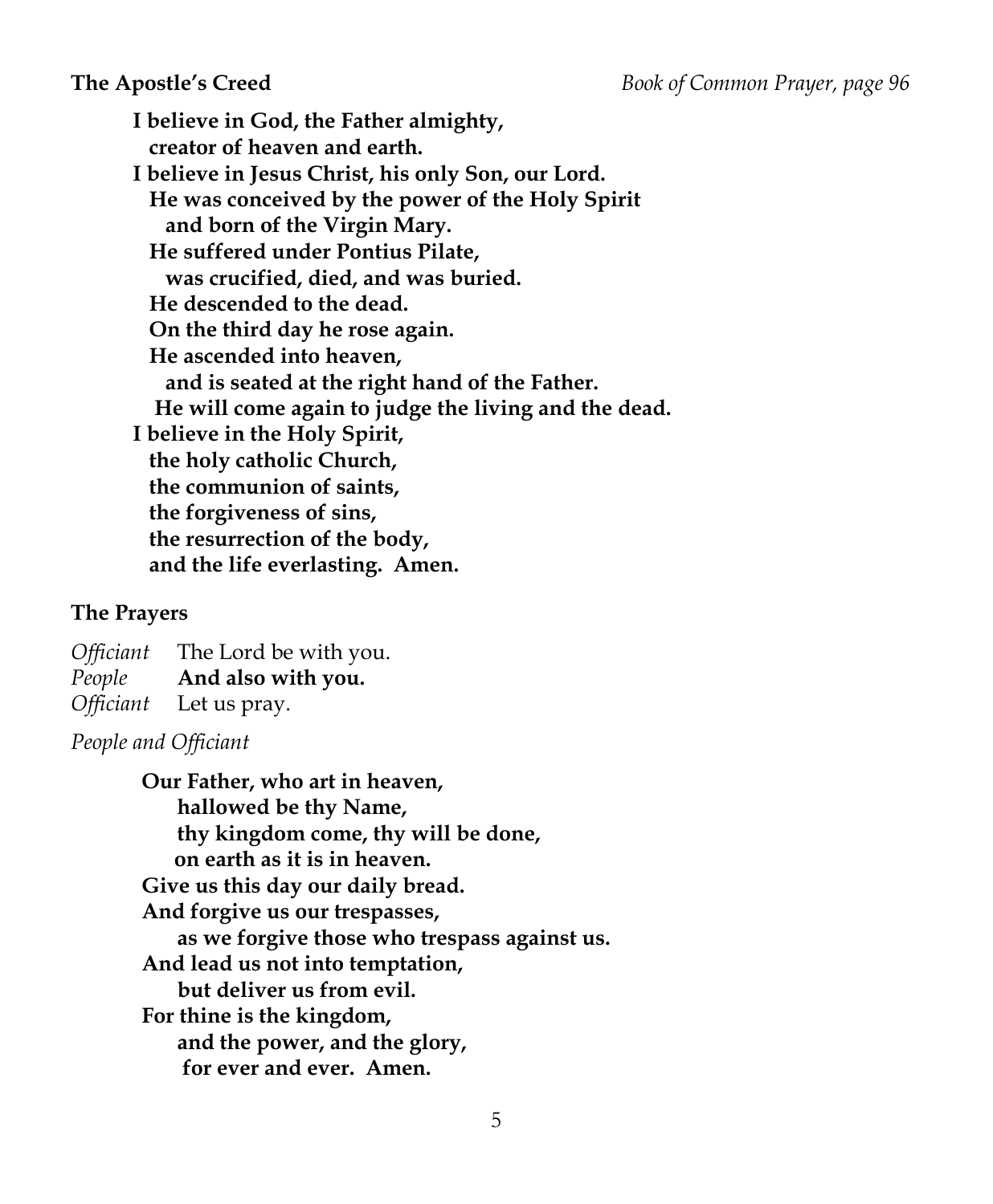**The Apostle's Creed** *Book of Common Prayer, page 96*

**I believe in God, the Father almighty,**
**creator of heaven and earth.**
**I believe in Jesus Christ, his only Son, our Lord.**
**He was conceived by the power of the Holy Spirit**
**and born of the Virgin Mary.**
**He suffered under Pontius Pilate,**
**was crucified, died, and was buried.**
**He descended to the dead.**
**On the third day he rose again.**
**He ascended into heaven,**
**and is seated at the right hand of the Father.**
**He will come again to judge the living and the dead.**
**I believe in the Holy Spirit,**
**the holy catholic Church,**
**the communion of saints,**
**the forgiveness of sins,**
**the resurrection of the body,**
**and the life everlasting. Amen.**

**The Prayers**

*Officiant* The Lord be with you.
*People* **And also with you.**
*Officiant* Let us pray.

*People and Officiant*

**Our Father, who art in heaven,**
**hallowed be thy Name,**
**thy kingdom come, thy will be done,**
**on earth as it is in heaven.**
**Give us this day our daily bread.**
**And forgive us our trespasses,**
**as we forgive those who trespass against us.**
**And lead us not into temptation,**
**but deliver us from evil.**
**For thine is the kingdom,**
**and the power, and the glory,**
**for ever and ever. Amen.**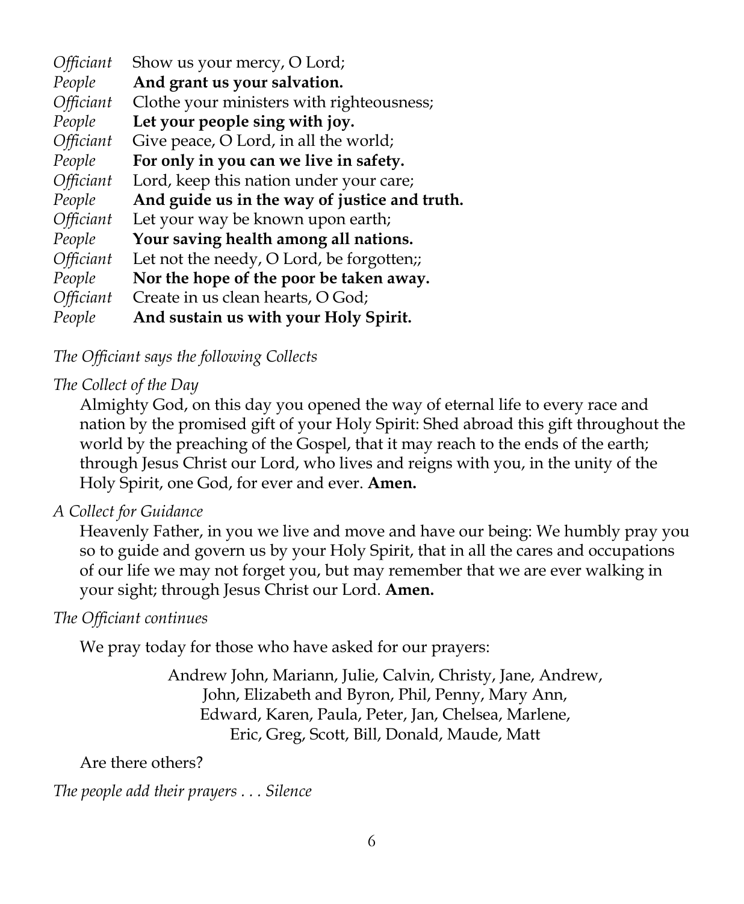*Officiant* Show us your mercy, O Lord;
*People* **And grant us your salvation.**
*Officiant* Clothe your ministers with righteousness;
*People* **Let your people sing with joy.**
*Officiant* Give peace, O Lord, in all the world;
*People* **For only in you can we live in safety.**
*Officiant* Lord, keep this nation under your care;
*People* **And guide us in the way of justice and truth.**
*Officiant* Let your way be known upon earth;
*People* **Your saving health among all nations.**
*Officiant* Let not the needy, O Lord, be forgotten;;
*People* **Nor the hope of the poor be taken away.**
*Officiant* Create in us clean hearts, O God;
*People* **And sustain us with your Holy Spirit.**

*The Officiant says the following Collects*

*The Collect of the Day*

Almighty God, on this day you opened the way of eternal life to every race and nation by the promised gift of your Holy Spirit: Shed abroad this gift throughout the world by the preaching of the Gospel, that it may reach to the ends of the earth; through Jesus Christ our Lord, who lives and reigns with you, in the unity of the Holy Spirit, one God, for ever and ever. **Amen.**

*A Collect for Guidance*

Heavenly Father, in you we live and move and have our being: We humbly pray you so to guide and govern us by your Holy Spirit, that in all the cares and occupations of our life we may not forget you, but may remember that we are ever walking in your sight; through Jesus Christ our Lord. **Amen.**

*The Officiant continues*

We pray today for those who have asked for our prayers:

Andrew John, Mariann, Julie, Calvin, Christy, Jane, Andrew,
John, Elizabeth and Byron, Phil, Penny, Mary Ann,
Edward, Karen, Paula, Peter, Jan, Chelsea, Marlene,
Eric, Greg, Scott, Bill, Donald, Maude, Matt

Are there others?

*The people add their prayers . . . Silence*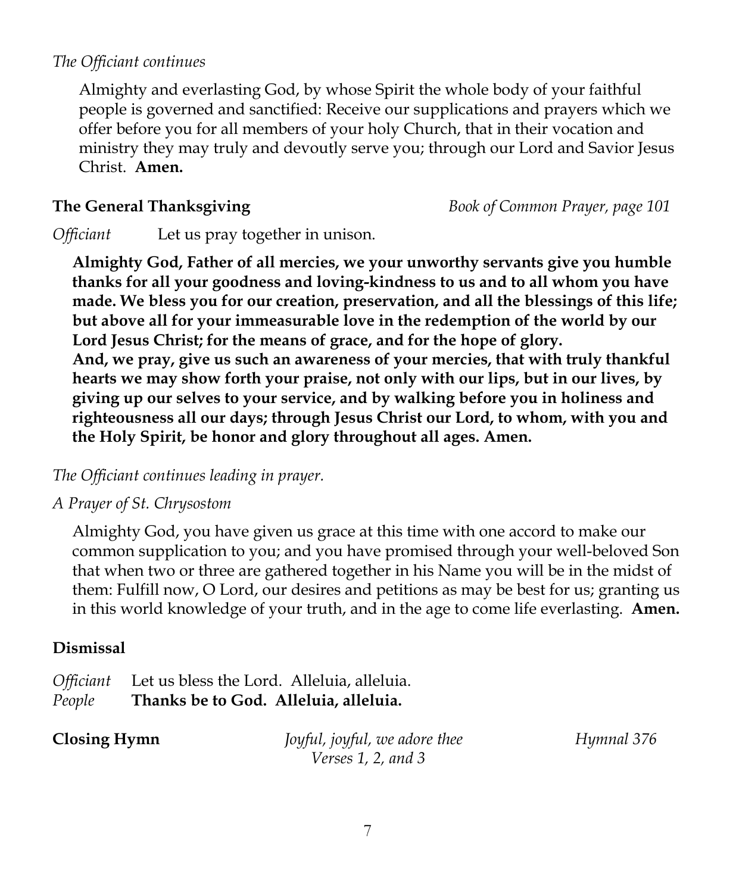*The Officiant continues*

Almighty and everlasting God, by whose Spirit the whole body of your faithful people is governed and sanctified: Receive our supplications and prayers which we offer before you for all members of your holy Church, that in their vocation and ministry they may truly and devoutly serve you; through our Lord and Savior Jesus Christ. **Amen.**

**The General Thanksgiving** *Book of Common Prayer, page 101*

*Officiant* Let us pray together in unison.

**Almighty God, Father of all mercies, we your unworthy servants give you humble thanks for all your goodness and loving-kindness to us and to all whom you have made. We bless you for our creation, preservation, and all the blessings of this life; but above all for your immeasurable love in the redemption of the world by our Lord Jesus Christ; for the means of grace, and for the hope of glory. And, we pray, give us such an awareness of your mercies, that with truly thankful hearts we may show forth your praise, not only with our lips, but in our lives, by giving up our selves to your service, and by walking before you in holiness and righteousness all our days; through Jesus Christ our Lord, to whom, with you and the Holy Spirit, be honor and glory throughout all ages. Amen.**

*The Officiant continues leading in prayer.*

*A Prayer of St. Chrysostom*

Almighty God, you have given us grace at this time with one accord to make our common supplication to you; and you have promised through your well-beloved Son that when two or three are gathered together in his Name you will be in the midst of them: Fulfill now, O Lord, our desires and petitions as may be best for us; granting us in this world knowledge of your truth, and in the age to come life everlasting. **Amen.**

**Dismissal**

*Officiant* Let us bless the Lord. Alleluia, alleluia.
*People* **Thanks be to God. Alleluia, alleluia.**

**Closing Hymn** *Joyful, joyful, we adore thee* *Hymnal 376*
*Verses 1, 2, and 3*